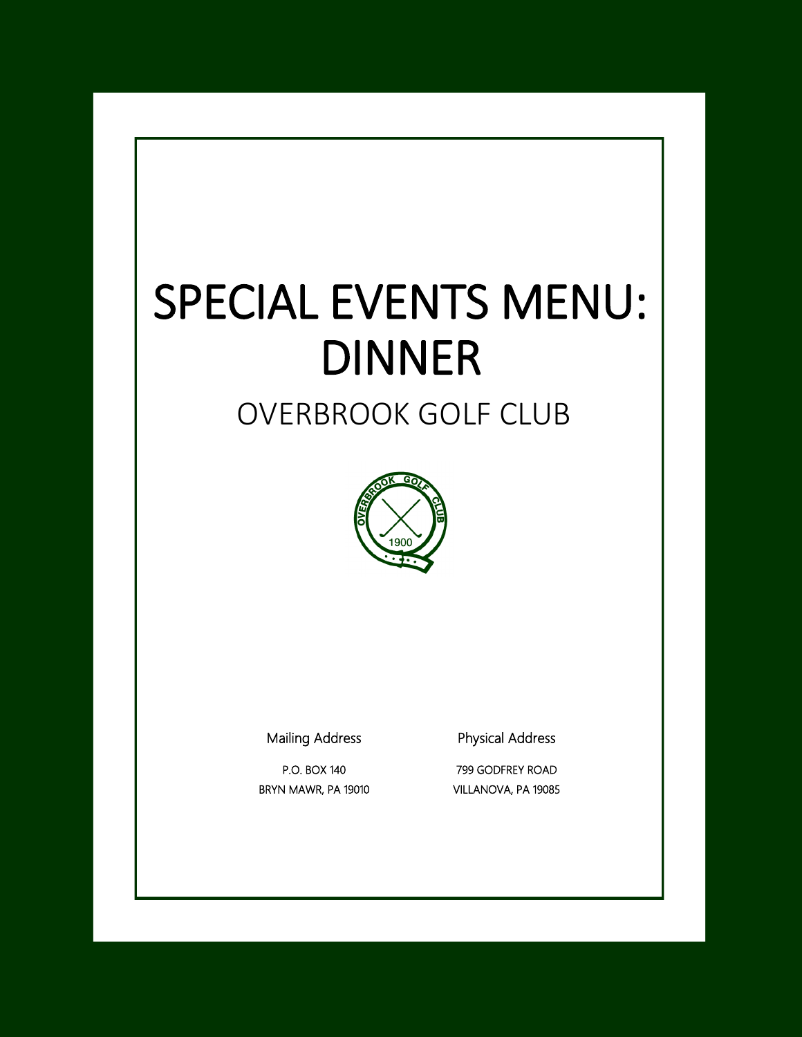# SPECIAL EVENTS MENU: DINNER

## OVERBROOK GOLF CLUB

Mailing Address

P.O. BOX 140
BRYN MAWR, PA 19010

Physical Address

799 GODFREY ROAD
VILLANOVA, PA 19085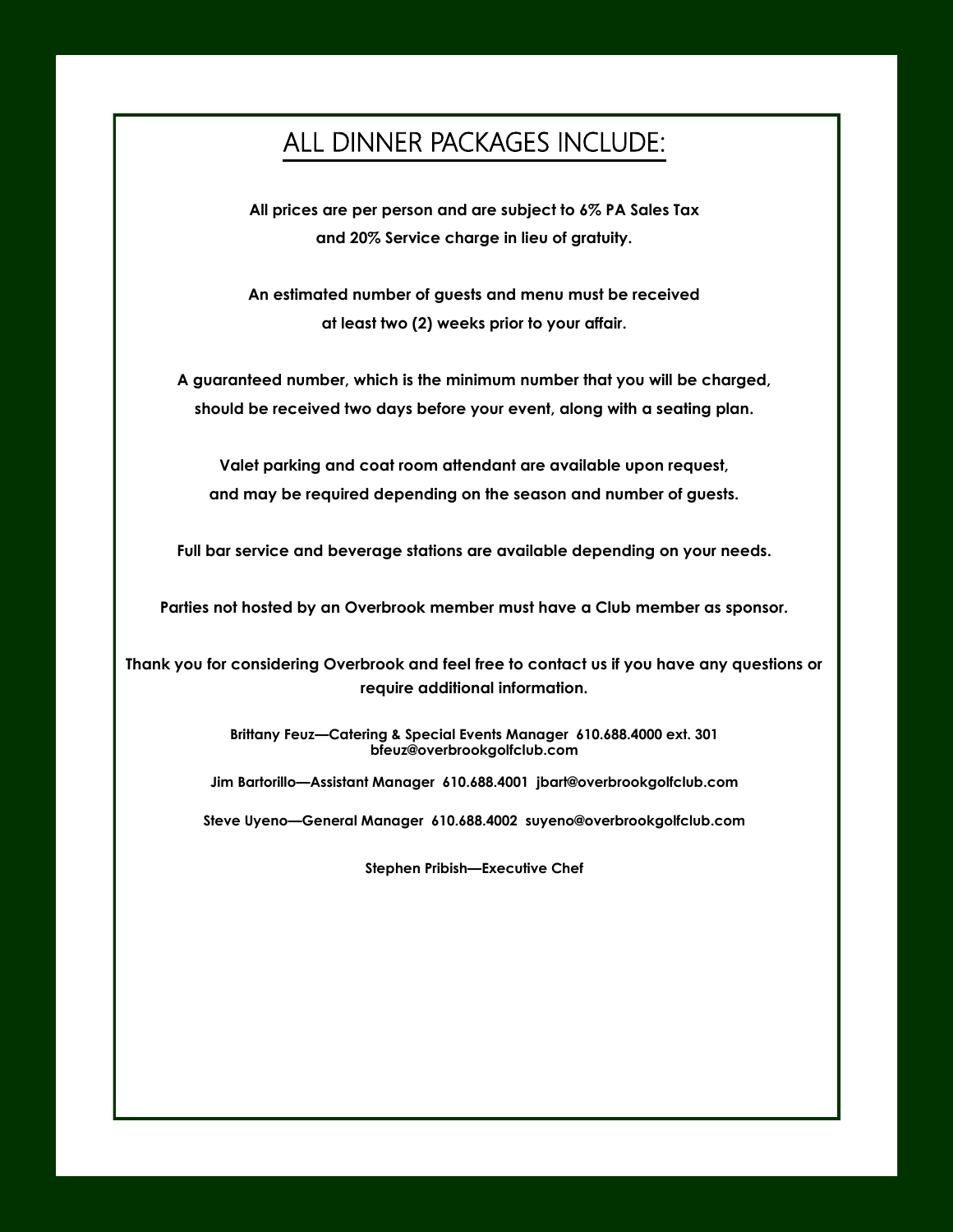# ALL DINNER PACKAGES INCLUDE:

**All prices are per person and are subject to 6% PA Sales Tax and 20% Service charge in lieu of gratuity.**

**An estimated number of guests and menu must be received at least two (2) weeks prior to your affair.**

**A guaranteed number, which is the minimum number that you will be charged, should be received two days before your event, along with a seating plan.**

**Valet parking and coat room attendant are available upon request, and may be required depending on the season and number of guests.**

**Full bar service and beverage stations are available depending on your needs.**

**Parties not hosted by an Overbrook member must have a Club member as sponsor.**

**Thank you for considering Overbrook and feel free to contact us if you have any questions or require additional information.**

**Brittany Feuz—Catering & Special Events Manager 610.688.4000 ext. 301 bfeuz@overbrookgolfclub.com**

**Jim Bartorillo—Assistant Manager 610.688.4001 jbart@overbrookgolfclub.com**

**Steve Uyeno—General Manager 610.688.4002 suyeno@overbrookgolfclub.com**

**Stephen Pribish—Executive Chef**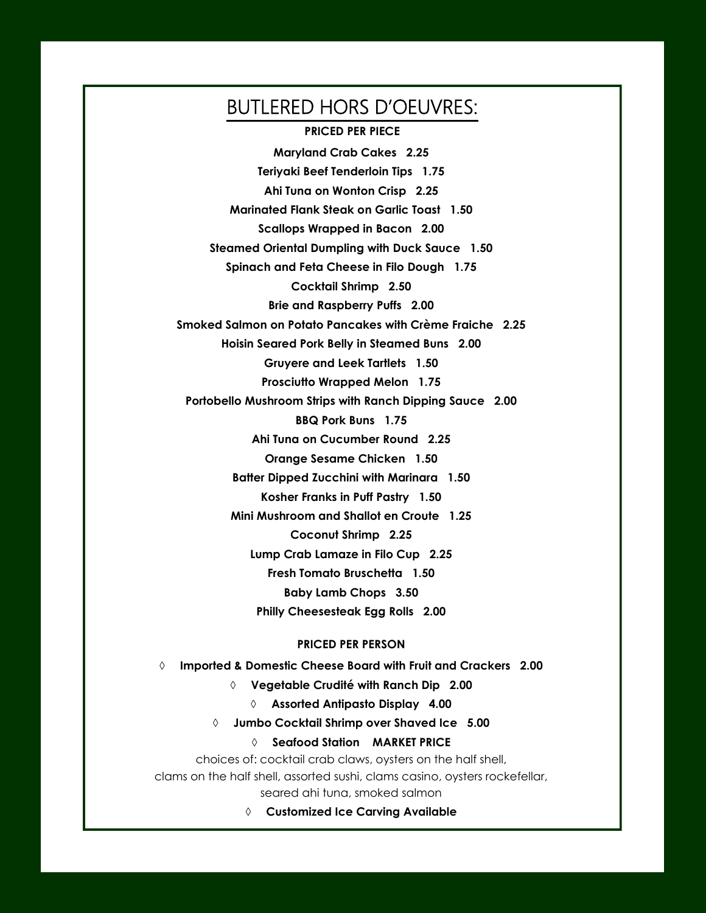# BUTLERED HORS D'OEUVRES:

**PRICED PER PIECE**

**Maryland Crab Cakes 2.25**

**Teriyaki Beef Tenderloin Tips 1.75**

**Ahi Tuna on Wonton Crisp 2.25**

**Marinated Flank Steak on Garlic Toast 1.50**

**Scallops Wrapped in Bacon 2.00**

**Steamed Oriental Dumpling with Duck Sauce 1.50**

**Spinach and Feta Cheese in Filo Dough 1.75**

**Cocktail Shrimp 2.50**

**Brie and Raspberry Puffs 2.00**

**Smoked Salmon on Potato Pancakes with Crème Fraiche 2.25**

**Hoisin Seared Pork Belly in Steamed Buns 2.00**

**Gruyere and Leek Tartlets 1.50**

**Prosciutto Wrapped Melon 1.75**

**Portobello Mushroom Strips with Ranch Dipping Sauce 2.00**

**BBQ Pork Buns 1.75**

**Ahi Tuna on Cucumber Round 2.25**

**Orange Sesame Chicken 1.50**

**Batter Dipped Zucchini with Marinara 1.50**

**Kosher Franks in Puff Pastry 1.50**

**Mini Mushroom and Shallot en Croute 1.25**

**Coconut Shrimp 2.25**

**Lump Crab Lamaze in Filo Cup 2.25**

**Fresh Tomato Bruschetta 1.50**

**Baby Lamb Chops 3.50**

**Philly Cheesesteak Egg Rolls 2.00**

**PRICED PER PERSON**

- **Imported & Domestic Cheese Board with Fruit and Crackers 2.00**
- **Vegetable Crudité with Ranch Dip 2.00**
- **Assorted Antipasto Display 4.00**
- **Jumbo Cocktail Shrimp over Shaved Ice 5.00**
- **Seafood Station MARKET PRICE**

choices of: cocktail crab claws, oysters on the half shell, clams on the half shell, assorted sushi, clams casino, oysters rockefellar, seared ahi tuna, smoked salmon

- **Customized Ice Carving Available**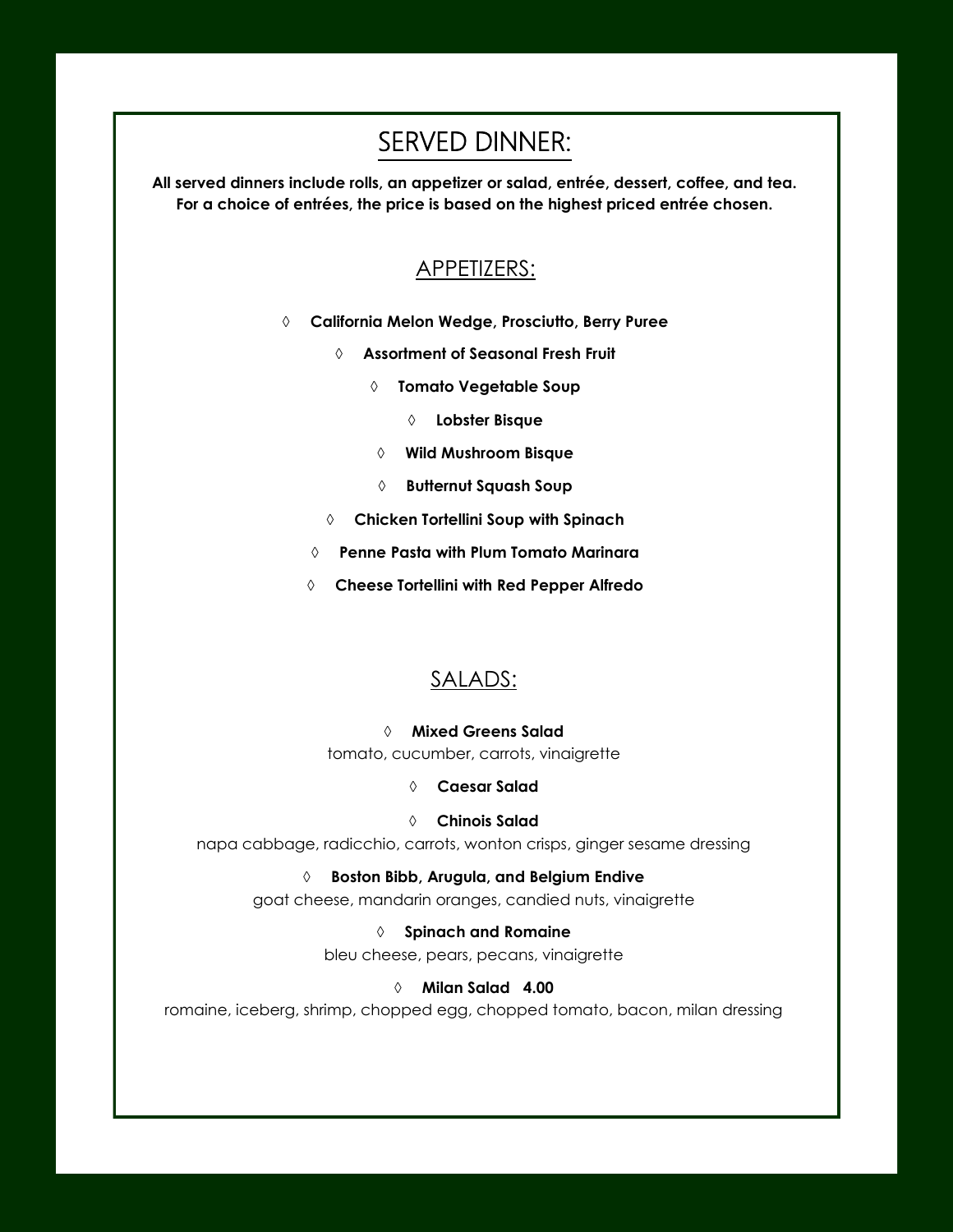# SERVED DINNER:

**All served dinners include rolls, an appetizer or salad, entrée, dessert, coffee, and tea.**
**For a choice of entrées, the price is based on the highest priced entrée chosen.**

## APPETIZERS:

- **California Melon Wedge, Prosciutto, Berry Puree**
- **Assortment of Seasonal Fresh Fruit**
- **Tomato Vegetable Soup**
- **Lobster Bisque**
- **Wild Mushroom Bisque**
- **Butternut Squash Soup**
- **Chicken Tortellini Soup with Spinach**
- **Penne Pasta with Plum Tomato Marinara**
- **Cheese Tortellini with Red Pepper Alfredo**

## SALADS:

- **Mixed Greens Salad**
  tomato, cucumber, carrots, vinaigrette
- **Caesar Salad**
- **Chinois Salad**
  napa cabbage, radicchio, carrots, wonton crisps, ginger sesame dressing
- **Boston Bibb, Arugula, and Belgium Endive**
  goat cheese, mandarin oranges, candied nuts, vinaigrette
- **Spinach and Romaine**
  bleu cheese, pears, pecans, vinaigrette
- **Milan Salad 4.00**
  romaine, iceberg, shrimp, chopped egg, chopped tomato, bacon, milan dressing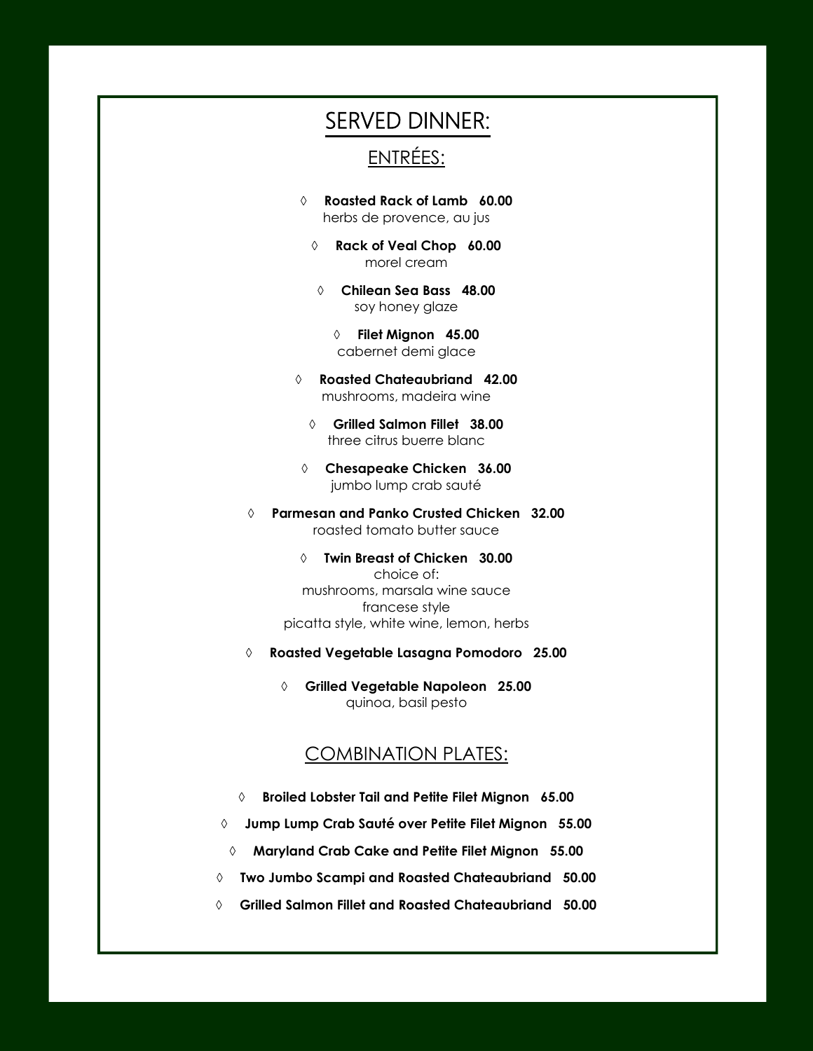# SERVED DINNER:

## ENTRÉES:

◊ **Roasted Rack of Lamb 60.00**
herbs de provence, au jus

◊ **Rack of Veal Chop 60.00**
morel cream

◊ **Chilean Sea Bass 48.00**
soy honey glaze

◊ **Filet Mignon 45.00**
cabernet demi glace

◊ **Roasted Chateaubriand 42.00**
mushrooms, madeira wine

◊ **Grilled Salmon Fillet 38.00**
three citrus buerre blanc

◊ **Chesapeake Chicken 36.00**
jumbo lump crab sauté

◊ **Parmesan and Panko Crusted Chicken 32.00**
roasted tomato butter sauce

◊ **Twin Breast of Chicken 30.00**
choice of:
mushrooms, marsala wine sauce
francese style
picatta style, white wine, lemon, herbs

◊ **Roasted Vegetable Lasagna Pomodoro 25.00**

◊ **Grilled Vegetable Napoleon 25.00**
quinoa, basil pesto

## COMBINATION PLATES:

◊ **Broiled Lobster Tail and Petite Filet Mignon 65.00**

◊ **Jump Lump Crab Sauté over Petite Filet Mignon 55.00**

◊ **Maryland Crab Cake and Petite Filet Mignon 55.00**

◊ **Two Jumbo Scampi and Roasted Chateaubriand 50.00**

◊ **Grilled Salmon Fillet and Roasted Chateaubriand 50.00**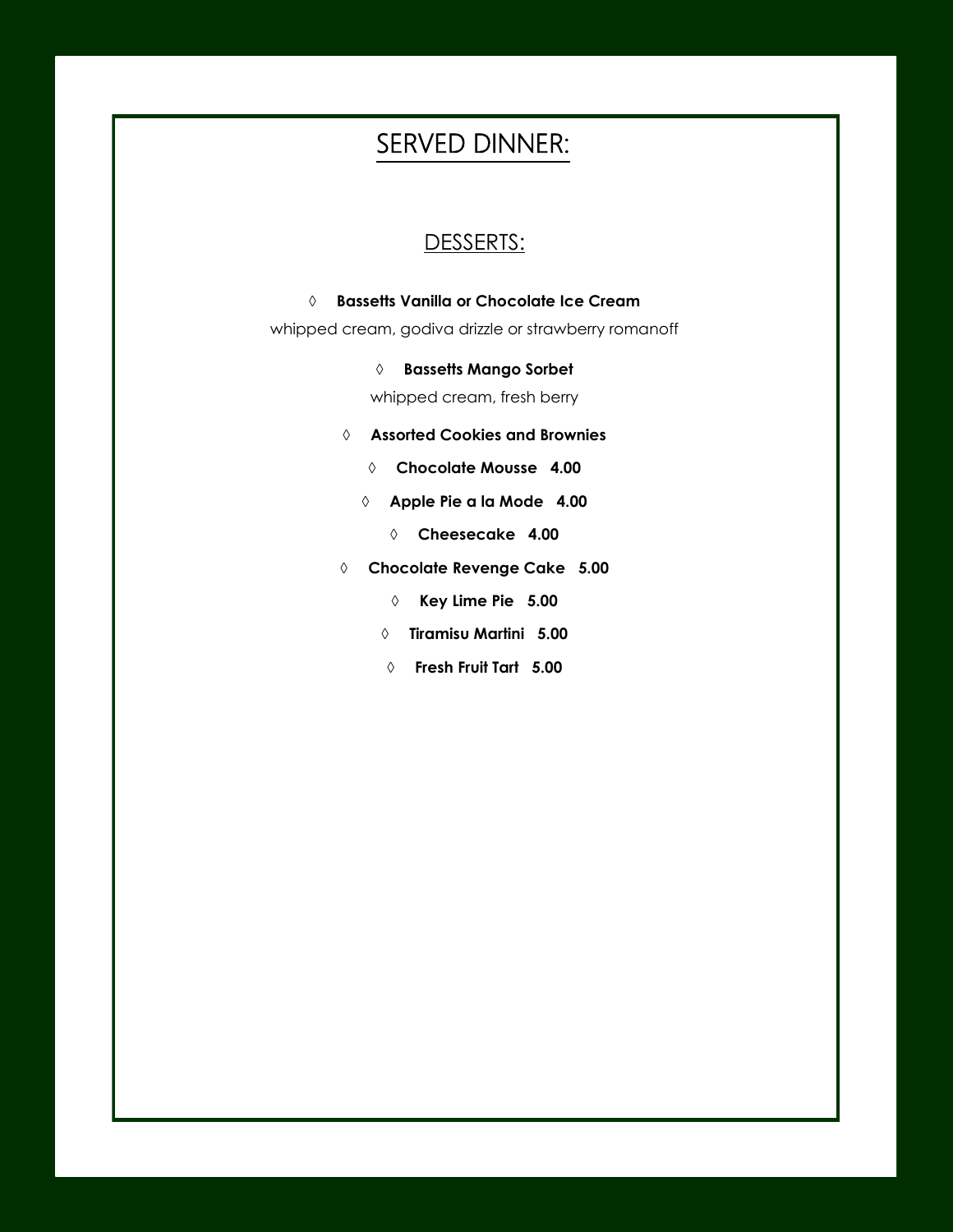# SERVED DINNER:

## DESSERTS:

- **Bassetts Vanilla or Chocolate Ice Cream**

whipped cream, godiva drizzle or strawberry romanoff

- **Bassetts Mango Sorbet**

whipped cream, fresh berry

- **Assorted Cookies and Brownies**
- **Chocolate Mousse 4.00**
- **Apple Pie a la Mode 4.00**
- **Cheesecake 4.00**
- **Chocolate Revenge Cake 5.00**
- **Key Lime Pie 5.00**
- **Tiramisu Martini 5.00**
- **Fresh Fruit Tart 5.00**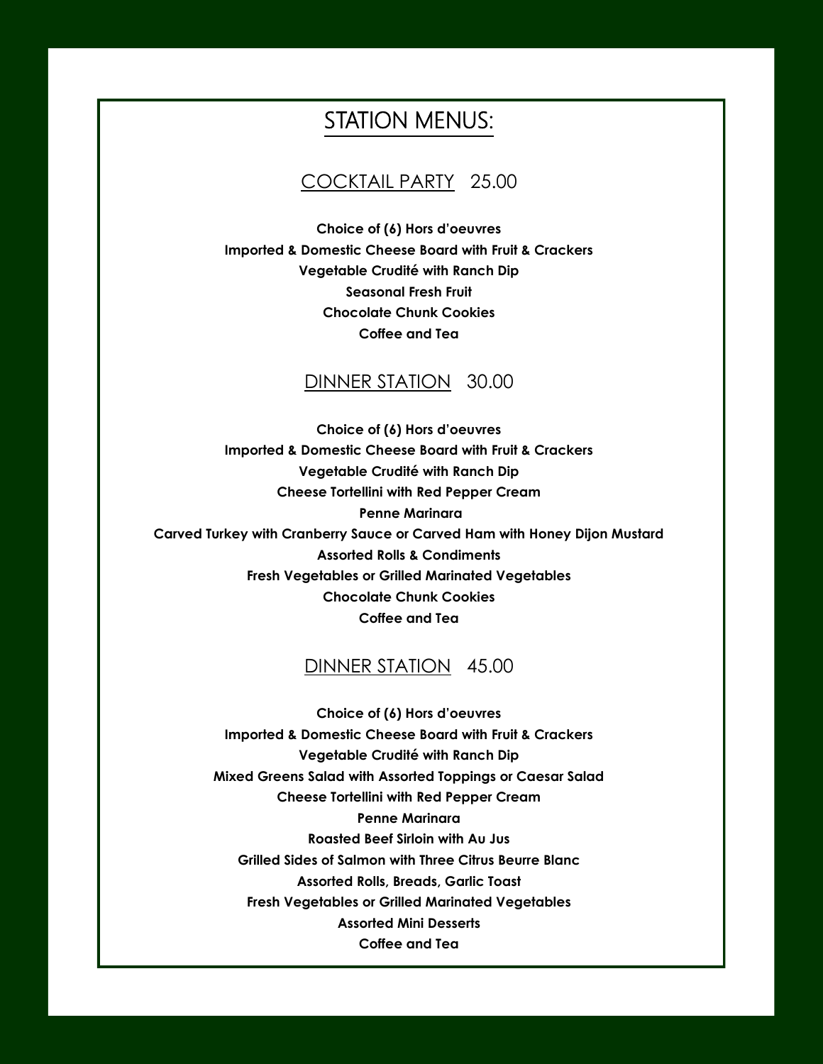# STATION MENUS:

## COCKTAIL PARTY 25.00

**Choice of (6) Hors d'oeuvres**
**Imported & Domestic Cheese Board with Fruit & Crackers**
**Vegetable Crudité with Ranch Dip**
**Seasonal Fresh Fruit**
**Chocolate Chunk Cookies**
**Coffee and Tea**

## DINNER STATION 30.00

**Choice of (6) Hors d'oeuvres**
**Imported & Domestic Cheese Board with Fruit & Crackers**
**Vegetable Crudité with Ranch Dip**
**Cheese Tortellini with Red Pepper Cream**
**Penne Marinara**
**Carved Turkey with Cranberry Sauce or Carved Ham with Honey Dijon Mustard**
**Assorted Rolls & Condiments**
**Fresh Vegetables or Grilled Marinated Vegetables**
**Chocolate Chunk Cookies**
**Coffee and Tea**

## DINNER STATION 45.00

**Choice of (6) Hors d'oeuvres**
**Imported & Domestic Cheese Board with Fruit & Crackers**
**Vegetable Crudité with Ranch Dip**
**Mixed Greens Salad with Assorted Toppings or Caesar Salad**
**Cheese Tortellini with Red Pepper Cream**
**Penne Marinara**
**Roasted Beef Sirloin with Au Jus**
**Grilled Sides of Salmon with Three Citrus Beurre Blanc**
**Assorted Rolls, Breads, Garlic Toast**
**Fresh Vegetables or Grilled Marinated Vegetables**
**Assorted Mini Desserts**
**Coffee and Tea**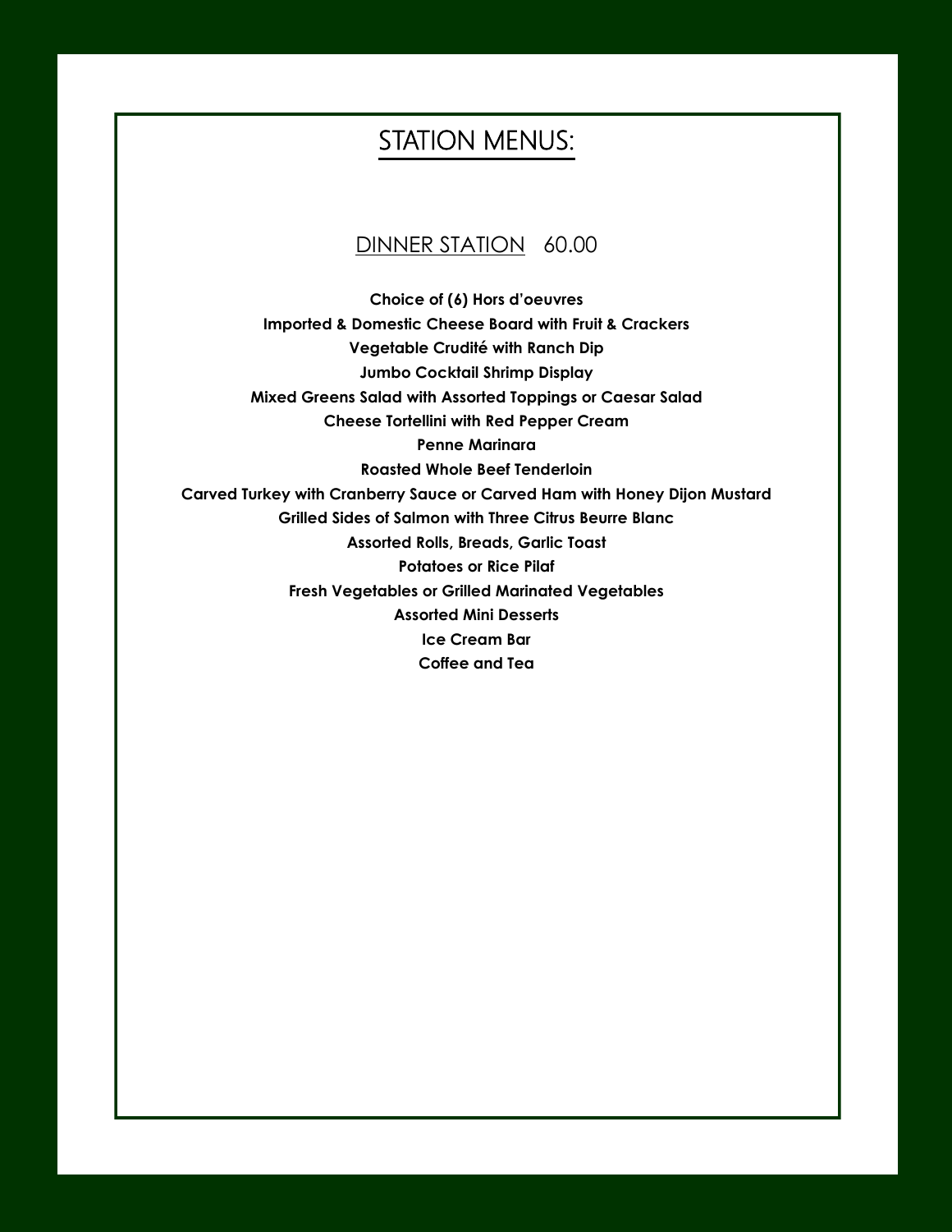# STATION MENUS:

## DINNER STATION 60.00

**Choice of (6) Hors d'oeuvres**

**Imported & Domestic Cheese Board with Fruit & Crackers**

**Vegetable Crudité with Ranch Dip**

**Jumbo Cocktail Shrimp Display**

**Mixed Greens Salad with Assorted Toppings or Caesar Salad**

**Cheese Tortellini with Red Pepper Cream**

**Penne Marinara**

**Roasted Whole Beef Tenderloin**

**Carved Turkey with Cranberry Sauce or Carved Ham with Honey Dijon Mustard**

**Grilled Sides of Salmon with Three Citrus Beurre Blanc**

**Assorted Rolls, Breads, Garlic Toast**

**Potatoes or Rice Pilaf**

**Fresh Vegetables or Grilled Marinated Vegetables**

**Assorted Mini Desserts**

**Ice Cream Bar**

**Coffee and Tea**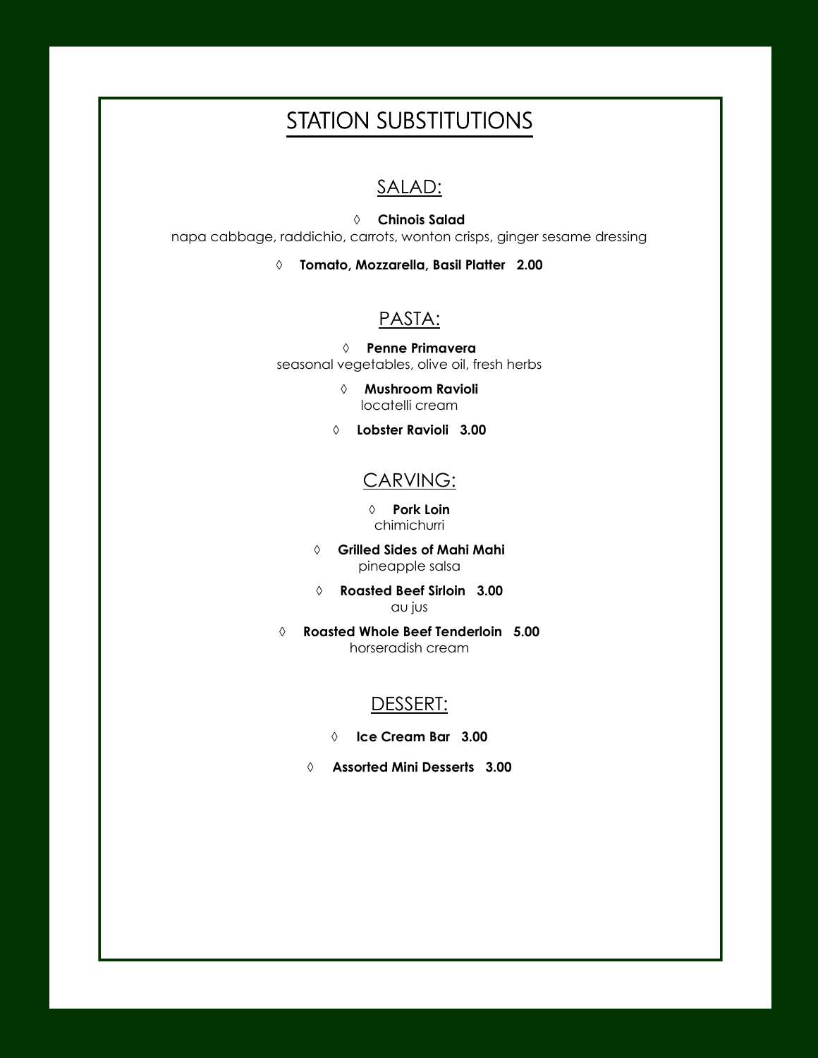# STATION SUBSTITUTIONS

## SALAD:

◊ **Chinois Salad**
napa cabbage, raddichio, carrots, wonton crisps, ginger sesame dressing

◊ **Tomato, Mozzarella, Basil Platter 2.00**

## PASTA:

◊ **Penne Primavera**
seasonal vegetables, olive oil, fresh herbs

◊ **Mushroom Ravioli**
locatelli cream

◊ **Lobster Ravioli 3.00**

## CARVING:

◊ **Pork Loin**
chimichurri

◊ **Grilled Sides of Mahi Mahi**
pineapple salsa

◊ **Roasted Beef Sirloin 3.00**
au jus

◊ **Roasted Whole Beef Tenderloin 5.00**
horseradish cream

## DESSERT:

◊ **Ice Cream Bar 3.00**

◊ **Assorted Mini Desserts 3.00**